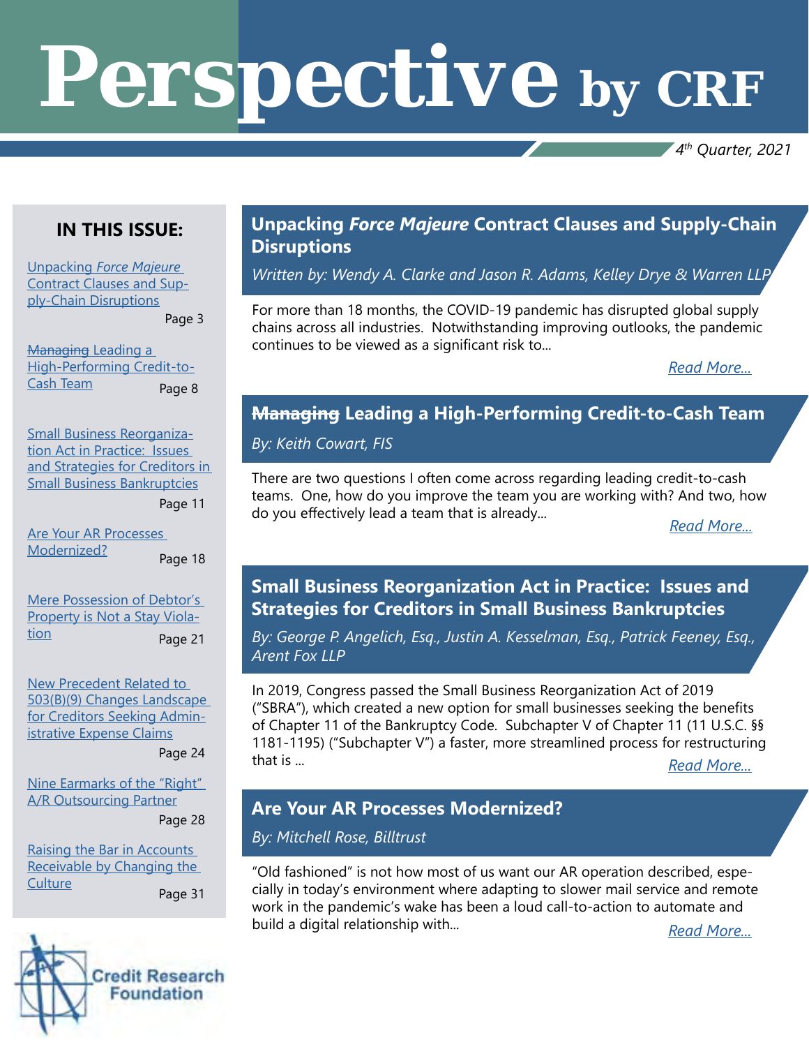# Perspective by CRF

*4th Quarter, 2021*

## IN THIS ISSUE:

- [Unpacking *Force Majeure* Contract Clauses and Supply-Chain Disruptions] Page 3
- [~~Managing~~ Leading a High-Performing Credit-to-Cash Team] Page 8
- [Small Business Reorganization Act in Practice: Issues and Strategies for Creditors in Small Business Bankruptcies] Page 11
- [Are Your AR Processes Modernized?] Page 18
- [Mere Possession of Debtor's Property is Not a Stay Violation] Page 21
- [New Precedent Related to 503(B)(9) Changes Landscape for Creditors Seeking Administrative Expense Claims] Page 24
- [Nine Earmarks of the "Right" A/R Outsourcing Partner] Page 28
- [Raising the Bar in Accounts Receivable by Changing the Culture] Page 31

Credit Research Foundation

## Unpacking *Force Majeure* Contract Clauses and Supply-Chain Disruptions

*Written by: Wendy A. Clarke and Jason R. Adams, Kelley Drye & Warren LLP*

For more than 18 months, the COVID-19 pandemic has disrupted global supply chains across all industries. Notwithstanding improving outlooks, the pandemic continues to be viewed as a significant risk to...

*Read More...*

## ~~Managing~~ Leading a High-Performing Credit-to-Cash Team

*By: Keith Cowart, FIS*

There are two questions I often come across regarding leading credit-to-cash teams. One, how do you improve the team you are working with? And two, how do you effectively lead a team that is already...

*Read More...*

## Small Business Reorganization Act in Practice: Issues and Strategies for Creditors in Small Business Bankruptcies

*By: George P. Angelich, Esq., Justin A. Kesselman, Esq., Patrick Feeney, Esq., Arent Fox LLP*

In 2019, Congress passed the Small Business Reorganization Act of 2019 ("SBRA"), which created a new option for small businesses seeking the benefits of Chapter 11 of the Bankruptcy Code. Subchapter V of Chapter 11 (11 U.S.C. §§ 1181-1195) ("Subchapter V") a faster, more streamlined process for restructuring that is ...

*Read More...*

## Are Your AR Processes Modernized?

*By: Mitchell Rose, Billtrust*

"Old fashioned" is not how most of us want our AR operation described, especially in today's environment where adapting to slower mail service and remote work in the pandemic's wake has been a loud call-to-action to automate and build a digital relationship with...

*Read More...*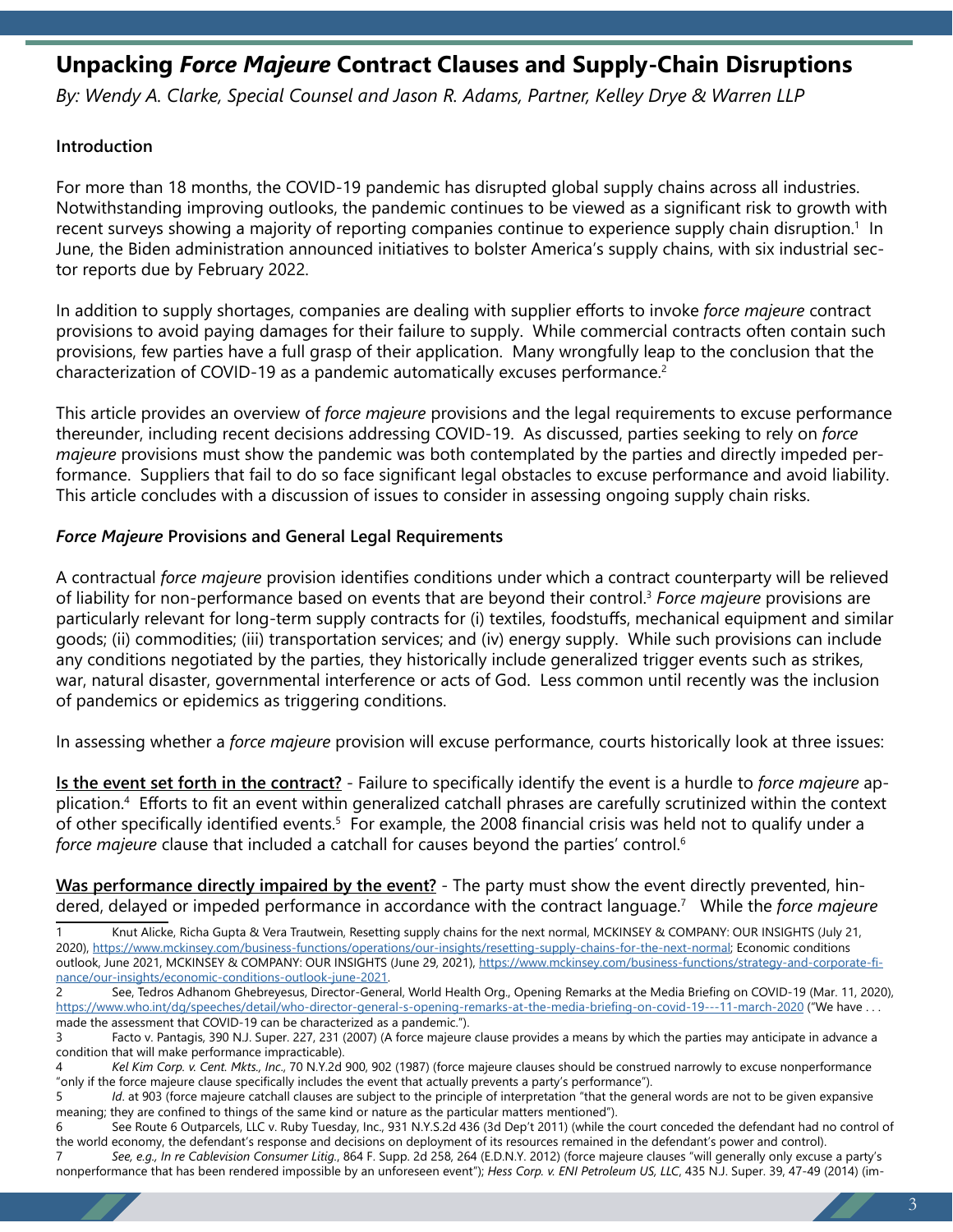# Unpacking *Force Majeure* Contract Clauses and Supply-Chain Disruptions

*By: Wendy A. Clarke, Special Counsel and Jason R. Adams, Partner, Kelley Drye & Warren LLP*

**Introduction**

For more than 18 months, the COVID-19 pandemic has disrupted global supply chains across all industries. Notwithstanding improving outlooks, the pandemic continues to be viewed as a significant risk to growth with recent surveys showing a majority of reporting companies continue to experience supply chain disruption.[1] In June, the Biden administration announced initiatives to bolster America's supply chains, with six industrial sector reports due by February 2022.

In addition to supply shortages, companies are dealing with supplier efforts to invoke *force majeure* contract provisions to avoid paying damages for their failure to supply. While commercial contracts often contain such provisions, few parties have a full grasp of their application. Many wrongfully leap to the conclusion that the characterization of COVID-19 as a pandemic automatically excuses performance.[2]

This article provides an overview of *force majeure* provisions and the legal requirements to excuse performance thereunder, including recent decisions addressing COVID-19. As discussed, parties seeking to rely on *force majeure* provisions must show the pandemic was both contemplated by the parties and directly impeded performance. Suppliers that fail to do so face significant legal obstacles to excuse performance and avoid liability. This article concludes with a discussion of issues to consider in assessing ongoing supply chain risks.

***Force Majeure*** **Provisions and General Legal Requirements**

A contractual *force majeure* provision identifies conditions under which a contract counterparty will be relieved of liability for non-performance based on events that are beyond their control.[3] *Force majeure* provisions are particularly relevant for long-term supply contracts for (i) textiles, foodstuffs, mechanical equipment and similar goods; (ii) commodities; (iii) transportation services; and (iv) energy supply. While such provisions can include any conditions negotiated by the parties, they historically include generalized trigger events such as strikes, war, natural disaster, governmental interference or acts of God. Less common until recently was the inclusion of pandemics or epidemics as triggering conditions.

In assessing whether a *force majeure* provision will excuse performance, courts historically look at three issues:

**Is the event set forth in the contract?** - Failure to specifically identify the event is a hurdle to *force majeure* application.[4] Efforts to fit an event within generalized catchall phrases are carefully scrutinized within the context of other specifically identified events.[5] For example, the 2008 financial crisis was held not to qualify under a *force majeure* clause that included a catchall for causes beyond the parties' control.[6]

**Was performance directly impaired by the event?** - The party must show the event directly prevented, hindered, delayed or impeded performance in accordance with the contract language.[7] While the *force majeure*

---

1 Knut Alicke, Richa Gupta & Vera Trautwein, Resetting supply chains for the next normal, MCKINSEY & COMPANY: OUR INSIGHTS (July 21, 2020), https://www.mckinsey.com/business-functions/operations/our-insights/resetting-supply-chains-for-the-next-normal; Economic conditions outlook, June 2021, MCKINSEY & COMPANY: OUR INSIGHTS (June 29, 2021), https://www.mckinsey.com/business-functions/strategy-and-corporate-finance/our-insights/economic-conditions-outlook-june-2021.

2 See, Tedros Adhanom Ghebreyesus, Director-General, World Health Org., Opening Remarks at the Media Briefing on COVID-19 (Mar. 11, 2020), https://www.who.int/dg/speeches/detail/who-director-general-s-opening-remarks-at-the-media-briefing-on-covid-19---11-march-2020 ("We have . . . made the assessment that COVID-19 can be characterized as a pandemic.").

3 Facto v. Pantagis, 390 N.J. Super. 227, 231 (2007) (A force majeure clause provides a means by which the parties may anticipate in advance a condition that will make performance impracticable).

4 *Kel Kim Corp. v. Cent. Mkts., Inc*., 70 N.Y.2d 900, 902 (1987) (force majeure clauses should be construed narrowly to excuse nonperformance "only if the force majeure clause specifically includes the event that actually prevents a party's performance").

5 *Id*. at 903 (force majeure catchall clauses are subject to the principle of interpretation "that the general words are not to be given expansive meaning; they are confined to things of the same kind or nature as the particular matters mentioned").

6 See Route 6 Outparcels, LLC v. Ruby Tuesday, Inc., 931 N.Y.S.2d 436 (3d Dep't 2011) (while the court conceded the defendant had no control of the world economy, the defendant's response and decisions on deployment of its resources remained in the defendant's power and control).

7 *See, e.g., In re Cablevision Consumer Litig*., 864 F. Supp. 2d 258, 264 (E.D.N.Y. 2012) (force majeure clauses "will generally only excuse a party's nonperformance that has been rendered impossible by an unforeseen event"); *Hess Corp. v. ENI Petroleum US, LLC*, 435 N.J. Super. 39, 47-49 (2014) (im-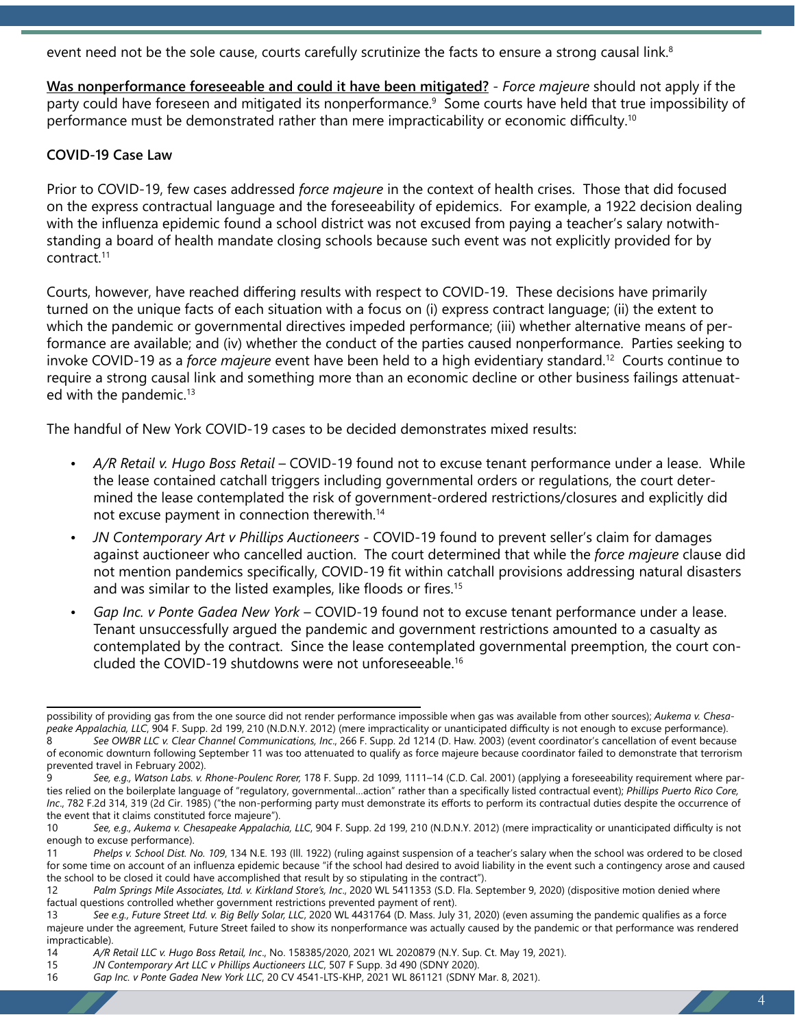event need not be the sole cause, courts carefully scrutinize the facts to ensure a strong causal link.[8]

**Was nonperformance foreseeable and could it have been mitigated?** - *Force majeure* should not apply if the party could have foreseen and mitigated its nonperformance.[9] Some courts have held that true impossibility of performance must be demonstrated rather than mere impracticability or economic difficulty.[10]

**COVID-19 Case Law**

Prior to COVID-19, few cases addressed *force majeure* in the context of health crises. Those that did focused on the express contractual language and the foreseeability of epidemics. For example, a 1922 decision dealing with the influenza epidemic found a school district was not excused from paying a teacher's salary notwithstanding a board of health mandate closing schools because such event was not explicitly provided for by contract.[11]

Courts, however, have reached differing results with respect to COVID-19. These decisions have primarily turned on the unique facts of each situation with a focus on (i) express contract language; (ii) the extent to which the pandemic or governmental directives impeded performance; (iii) whether alternative means of performance are available; and (iv) whether the conduct of the parties caused nonperformance. Parties seeking to invoke COVID-19 as a *force majeure* event have been held to a high evidentiary standard.[12] Courts continue to require a strong causal link and something more than an economic decline or other business failings attenuated with the pandemic.[13]

The handful of New York COVID-19 cases to be decided demonstrates mixed results:

- *A/R Retail v. Hugo Boss Retail* – COVID-19 found not to excuse tenant performance under a lease. While the lease contained catchall triggers including governmental orders or regulations, the court determined the lease contemplated the risk of government-ordered restrictions/closures and explicitly did not excuse payment in connection therewith.[14]
- *JN Contemporary Art v Phillips Auctioneers* - COVID-19 found to prevent seller's claim for damages against auctioneer who cancelled auction. The court determined that while the *force majeure* clause did not mention pandemics specifically, COVID-19 fit within catchall provisions addressing natural disasters and was similar to the listed examples, like floods or fires.[15]
- *Gap Inc. v Ponte Gadea New York* – COVID-19 found not to excuse tenant performance under a lease. Tenant unsuccessfully argued the pandemic and government restrictions amounted to a casualty as contemplated by the contract. Since the lease contemplated governmental preemption, the court concluded the COVID-19 shutdowns were not unforeseeable.[16]

---

possibility of providing gas from the one source did not render performance impossible when gas was available from other sources); *Aukema v. Chesapeake Appalachia, LLC*, 904 F. Supp. 2d 199, 210 (N.D.N.Y. 2012) (mere impracticality or unanticipated difficulty is not enough to excuse performance).

8 *See OWBR LLC v. Clear Channel Communications, Inc*., 266 F. Supp. 2d 1214 (D. Haw. 2003) (event coordinator's cancellation of event because of economic downturn following September 11 was too attenuated to qualify as force majeure because coordinator failed to demonstrate that terrorism prevented travel in February 2002).

9 *See, e.g., Watson Labs. v. Rhone-Poulenc Rorer,* 178 F. Supp. 2d 1099, 1111–14 (C.D. Cal. 2001) (applying a foreseeability requirement where parties relied on the boilerplate language of "regulatory, governmental…action" rather than a specifically listed contractual event); *Phillips Puerto Rico Core, Inc*., 782 F.2d 314, 319 (2d Cir. 1985) ("the non-performing party must demonstrate its efforts to perform its contractual duties despite the occurrence of the event that it claims constituted force majeure").

10 *See, e.g., Aukema v. Chesapeake Appalachia, LLC*, 904 F. Supp. 2d 199, 210 (N.D.N.Y. 2012) (mere impracticality or unanticipated difficulty is not enough to excuse performance).

11 *Phelps v. School Dist. No. 109*, 134 N.E. 193 (Ill. 1922) (ruling against suspension of a teacher's salary when the school was ordered to be closed for some time on account of an influenza epidemic because "if the school had desired to avoid liability in the event such a contingency arose and caused the school to be closed it could have accomplished that result by so stipulating in the contract").

12 *Palm Springs Mile Associates, Ltd. v. Kirkland Store's, Inc*., 2020 WL 5411353 (S.D. Fla. September 9, 2020) (dispositive motion denied where factual questions controlled whether government restrictions prevented payment of rent).

13 *See e.g., Future Street Ltd. v. Big Belly Solar, LLC*, 2020 WL 4431764 (D. Mass. July 31, 2020) (even assuming the pandemic qualifies as a force majeure under the agreement, Future Street failed to show its nonperformance was actually caused by the pandemic or that performance was rendered impracticable).

14 *A/R Retail LLC v. Hugo Boss Retail, Inc*., No. 158385/2020, 2021 WL 2020879 (N.Y. Sup. Ct. May 19, 2021).

15 *JN Contemporary Art LLC v Phillips Auctioneers LLC*, 507 F Supp. 3d 490 (SDNY 2020).

16 *Gap Inc. v Ponte Gadea New York LLC*, 20 CV 4541-LTS-KHP, 2021 WL 861121 (SDNY Mar. 8, 2021).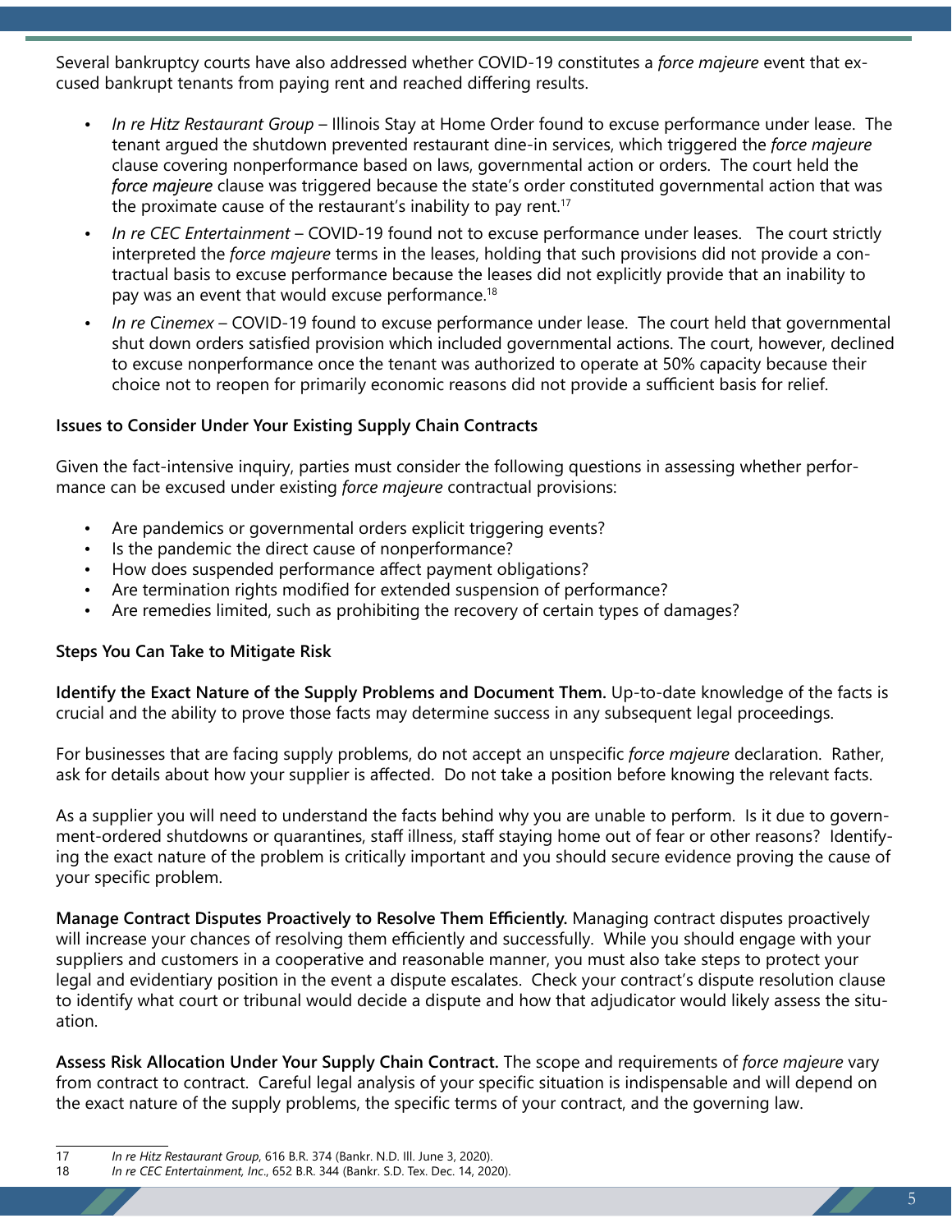Several bankruptcy courts have also addressed whether COVID-19 constitutes a *force majeure* event that excused bankrupt tenants from paying rent and reached differing results.

- *In re Hitz Restaurant Group* – Illinois Stay at Home Order found to excuse performance under lease. The tenant argued the shutdown prevented restaurant dine-in services, which triggered the *force majeure* clause covering nonperformance based on laws, governmental action or orders. The court held the *force majeure* clause was triggered because the state's order constituted governmental action that was the proximate cause of the restaurant's inability to pay rent.[17]
- *In re CEC Entertainment* – COVID-19 found not to excuse performance under leases. The court strictly interpreted the *force majeure* terms in the leases, holding that such provisions did not provide a contractual basis to excuse performance because the leases did not explicitly provide that an inability to pay was an event that would excuse performance.[18]
- *In re Cinemex* – COVID-19 found to excuse performance under lease. The court held that governmental shut down orders satisfied provision which included governmental actions. The court, however, declined to excuse nonperformance once the tenant was authorized to operate at 50% capacity because their choice not to reopen for primarily economic reasons did not provide a sufficient basis for relief.

**Issues to Consider Under Your Existing Supply Chain Contracts**

Given the fact-intensive inquiry, parties must consider the following questions in assessing whether performance can be excused under existing *force majeure* contractual provisions:

- Are pandemics or governmental orders explicit triggering events?
- Is the pandemic the direct cause of nonperformance?
- How does suspended performance affect payment obligations?
- Are termination rights modified for extended suspension of performance?
- Are remedies limited, such as prohibiting the recovery of certain types of damages?

**Steps You Can Take to Mitigate Risk**

**Identify the Exact Nature of the Supply Problems and Document Them.** Up-to-date knowledge of the facts is crucial and the ability to prove those facts may determine success in any subsequent legal proceedings.

For businesses that are facing supply problems, do not accept an unspecific *force majeure* declaration. Rather, ask for details about how your supplier is affected. Do not take a position before knowing the relevant facts.

As a supplier you will need to understand the facts behind why you are unable to perform. Is it due to government-ordered shutdowns or quarantines, staff illness, staff staying home out of fear or other reasons? Identifying the exact nature of the problem is critically important and you should secure evidence proving the cause of your specific problem.

**Manage Contract Disputes Proactively to Resolve Them Efficiently.** Managing contract disputes proactively will increase your chances of resolving them efficiently and successfully. While you should engage with your suppliers and customers in a cooperative and reasonable manner, you must also take steps to protect your legal and evidentiary position in the event a dispute escalates. Check your contract's dispute resolution clause to identify what court or tribunal would decide a dispute and how that adjudicator would likely assess the situation.

**Assess Risk Allocation Under Your Supply Chain Contract.** The scope and requirements of *force majeure* vary from contract to contract. Careful legal analysis of your specific situation is indispensable and will depend on the exact nature of the supply problems, the specific terms of your contract, and the governing law.

---

17 *In re Hitz Restaurant Group*, 616 B.R. 374 (Bankr. N.D. Ill. June 3, 2020).
18 *In re CEC Entertainment, Inc.*, 652 B.R. 344 (Bankr. S.D. Tex. Dec. 14, 2020).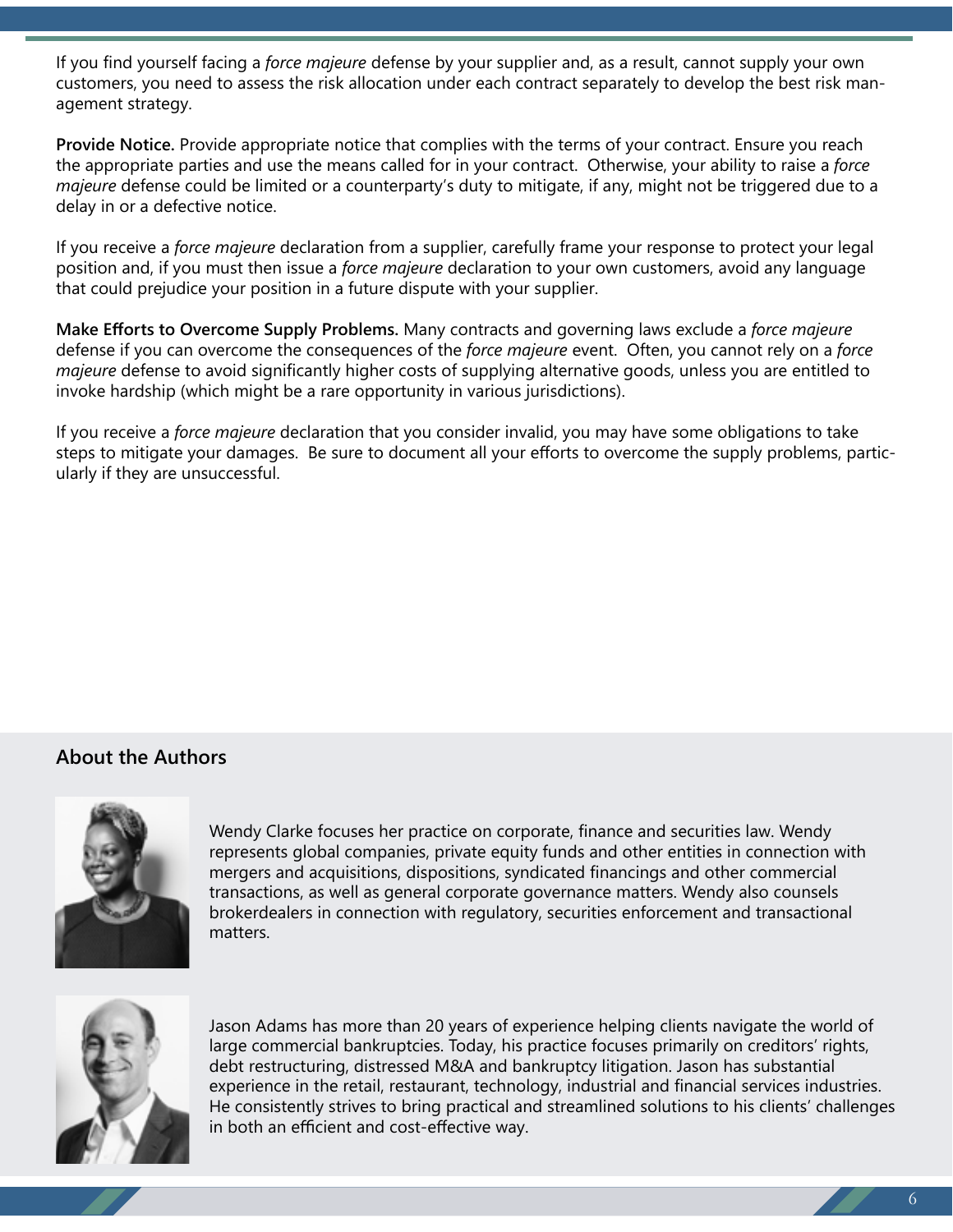If you find yourself facing a *force majeure* defense by your supplier and, as a result, cannot supply your own customers, you need to assess the risk allocation under each contract separately to develop the best risk management strategy.

**Provide Notice.** Provide appropriate notice that complies with the terms of your contract. Ensure you reach the appropriate parties and use the means called for in your contract. Otherwise, your ability to raise a *force majeure* defense could be limited or a counterparty's duty to mitigate, if any, might not be triggered due to a delay in or a defective notice.

If you receive a *force majeure* declaration from a supplier, carefully frame your response to protect your legal position and, if you must then issue a *force majeure* declaration to your own customers, avoid any language that could prejudice your position in a future dispute with your supplier.

**Make Efforts to Overcome Supply Problems.** Many contracts and governing laws exclude a *force majeure* defense if you can overcome the consequences of the *force majeure* event. Often, you cannot rely on a *force majeure* defense to avoid significantly higher costs of supplying alternative goods, unless you are entitled to invoke hardship (which might be a rare opportunity in various jurisdictions).

If you receive a *force majeure* declaration that you consider invalid, you may have some obligations to take steps to mitigate your damages. Be sure to document all your efforts to overcome the supply problems, particularly if they are unsuccessful.

## About the Authors

Wendy Clarke focuses her practice on corporate, finance and securities law. Wendy represents global companies, private equity funds and other entities in connection with mergers and acquisitions, dispositions, syndicated financings and other commercial transactions, as well as general corporate governance matters. Wendy also counsels brokerdealers in connection with regulatory, securities enforcement and transactional matters.

Jason Adams has more than 20 years of experience helping clients navigate the world of large commercial bankruptcies. Today, his practice focuses primarily on creditors' rights, debt restructuring, distressed M&A and bankruptcy litigation. Jason has substantial experience in the retail, restaurant, technology, industrial and financial services industries. He consistently strives to bring practical and streamlined solutions to his clients' challenges in both an efficient and cost-effective way.